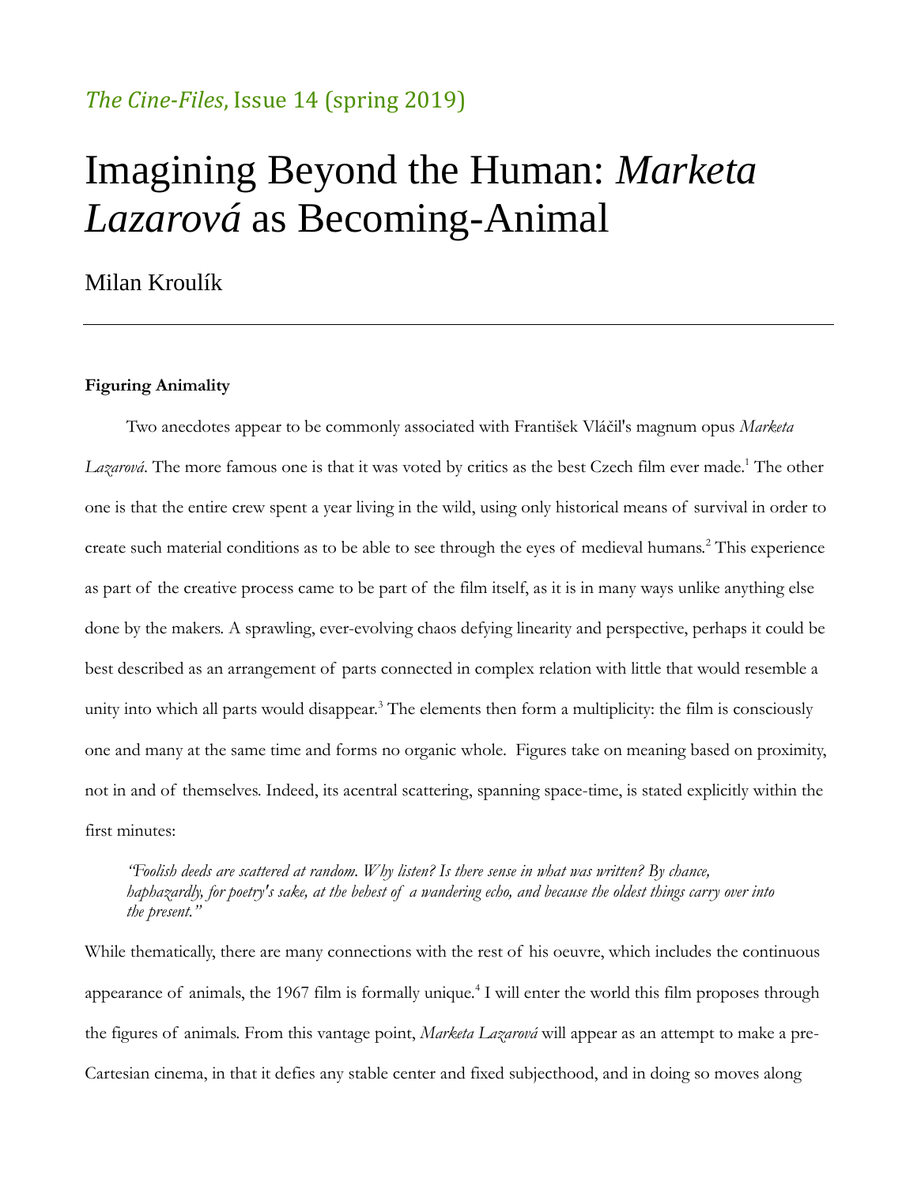*The Cine-Files,* Issue 14 (spring 2019)

# Imagining Beyond the Human: *Marketa Lazarová* as Becoming-Animal

Milan Kroulík

---

### Figuring Animality

Two anecdotes appear to be commonly associated with František Vláčil's magnum opus *Marketa Lazarová*. The more famous one is that it was voted by critics as the best Czech film ever made.[1] The other one is that the entire crew spent a year living in the wild, using only historical means of survival in order to create such material conditions as to be able to see through the eyes of medieval humans.[2] This experience as part of the creative process came to be part of the film itself, as it is in many ways unlike anything else done by the makers. A sprawling, ever-evolving chaos defying linearity and perspective, perhaps it could be best described as an arrangement of parts connected in complex relation with little that would resemble a unity into which all parts would disappear.[3] The elements then form a multiplicity: the film is consciously one and many at the same time and forms no organic whole. Figures take on meaning based on proximity, not in and of themselves. Indeed, its acentral scattering, spanning space-time, is stated explicitly within the first minutes:

> *"Foolish deeds are scattered at random. Why listen? Is there sense in what was written? By chance, haphazardly, for poetry's sake, at the behest of a wandering echo, and because the oldest things carry over into the present."*

While thematically, there are many connections with the rest of his oeuvre, which includes the continuous appearance of animals, the 1967 film is formally unique.[4] I will enter the world this film proposes through the figures of animals. From this vantage point, *Marketa Lazarová* will appear as an attempt to make a pre-Cartesian cinema, in that it defies any stable center and fixed subjecthood, and in doing so moves along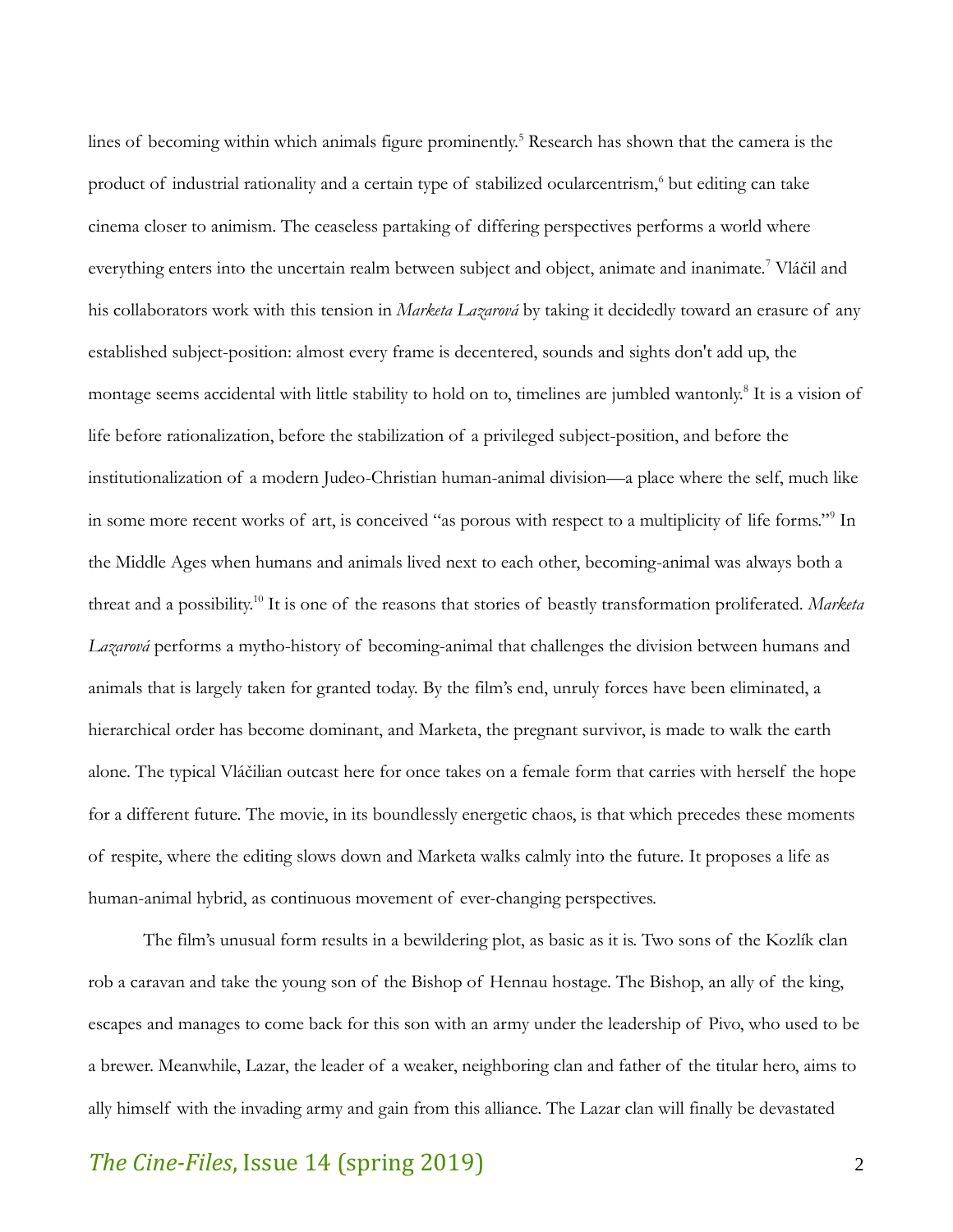lines of becoming within which animals figure prominently.[5] Research has shown that the camera is the product of industrial rationality and a certain type of stabilized ocularcentrism,[6] but editing can take cinema closer to animism. The ceaseless partaking of differing perspectives performs a world where everything enters into the uncertain realm between subject and object, animate and inanimate.[7] Vláčil and his collaborators work with this tension in *Marketa Lazarová* by taking it decidedly toward an erasure of any established subject-position: almost every frame is decentered, sounds and sights don't add up, the montage seems accidental with little stability to hold on to, timelines are jumbled wantonly.[8] It is a vision of life before rationalization, before the stabilization of a privileged subject-position, and before the institutionalization of a modern Judeo-Christian human-animal division—a place where the self, much like in some more recent works of art, is conceived "as porous with respect to a multiplicity of life forms."[9] In the Middle Ages when humans and animals lived next to each other, becoming-animal was always both a threat and a possibility.[10] It is one of the reasons that stories of beastly transformation proliferated. *Marketa Lazarová* performs a mytho-history of becoming-animal that challenges the division between humans and animals that is largely taken for granted today. By the film's end, unruly forces have been eliminated, a hierarchical order has become dominant, and Marketa, the pregnant survivor, is made to walk the earth alone. The typical Vláčilian outcast here for once takes on a female form that carries with herself the hope for a different future. The movie, in its boundlessly energetic chaos, is that which precedes these moments of respite, where the editing slows down and Marketa walks calmly into the future. It proposes a life as human-animal hybrid, as continuous movement of ever-changing perspectives.

The film's unusual form results in a bewildering plot, as basic as it is. Two sons of the Kozlík clan rob a caravan and take the young son of the Bishop of Hennau hostage. The Bishop, an ally of the king, escapes and manages to come back for this son with an army under the leadership of Pivo, who used to be a brewer. Meanwhile, Lazar, the leader of a weaker, neighboring clan and father of the titular hero, aims to ally himself with the invading army and gain from this alliance. The Lazar clan will finally be devastated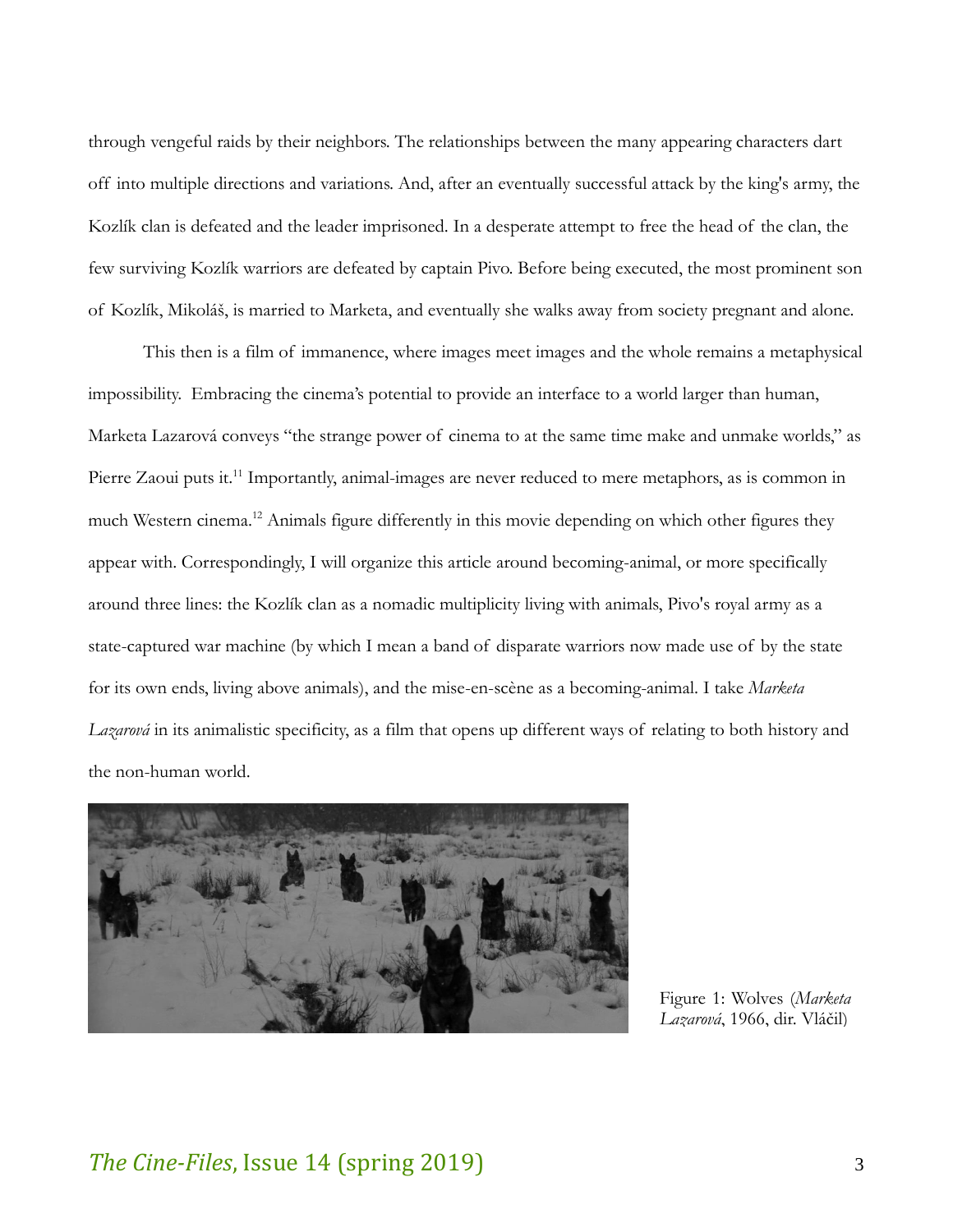through vengeful raids by their neighbors. The relationships between the many appearing characters dart off into multiple directions and variations. And, after an eventually successful attack by the king's army, the Kozlík clan is defeated and the leader imprisoned. In a desperate attempt to free the head of the clan, the few surviving Kozlík warriors are defeated by captain Pivo. Before being executed, the most prominent son of Kozlík, Mikoláš, is married to Marketa, and eventually she walks away from society pregnant and alone.

This then is a film of immanence, where images meet images and the whole remains a metaphysical impossibility. Embracing the cinema's potential to provide an interface to a world larger than human, Marketa Lazarová conveys "the strange power of cinema to at the same time make and unmake worlds," as Pierre Zaoui puts it.[11] Importantly, animal-images are never reduced to mere metaphors, as is common in much Western cinema.[12] Animals figure differently in this movie depending on which other figures they appear with. Correspondingly, I will organize this article around becoming-animal, or more specifically around three lines: the Kozlík clan as a nomadic multiplicity living with animals, Pivo's royal army as a state-captured war machine (by which I mean a band of disparate warriors now made use of by the state for its own ends, living above animals), and the mise-en-scène as a becoming-animal. I take *Marketa Lazarová* in its animalistic specificity, as a film that opens up different ways of relating to both history and the non-human world.

Figure 1: Wolves (*Marketa Lazarová*, 1966, dir. Vláčil)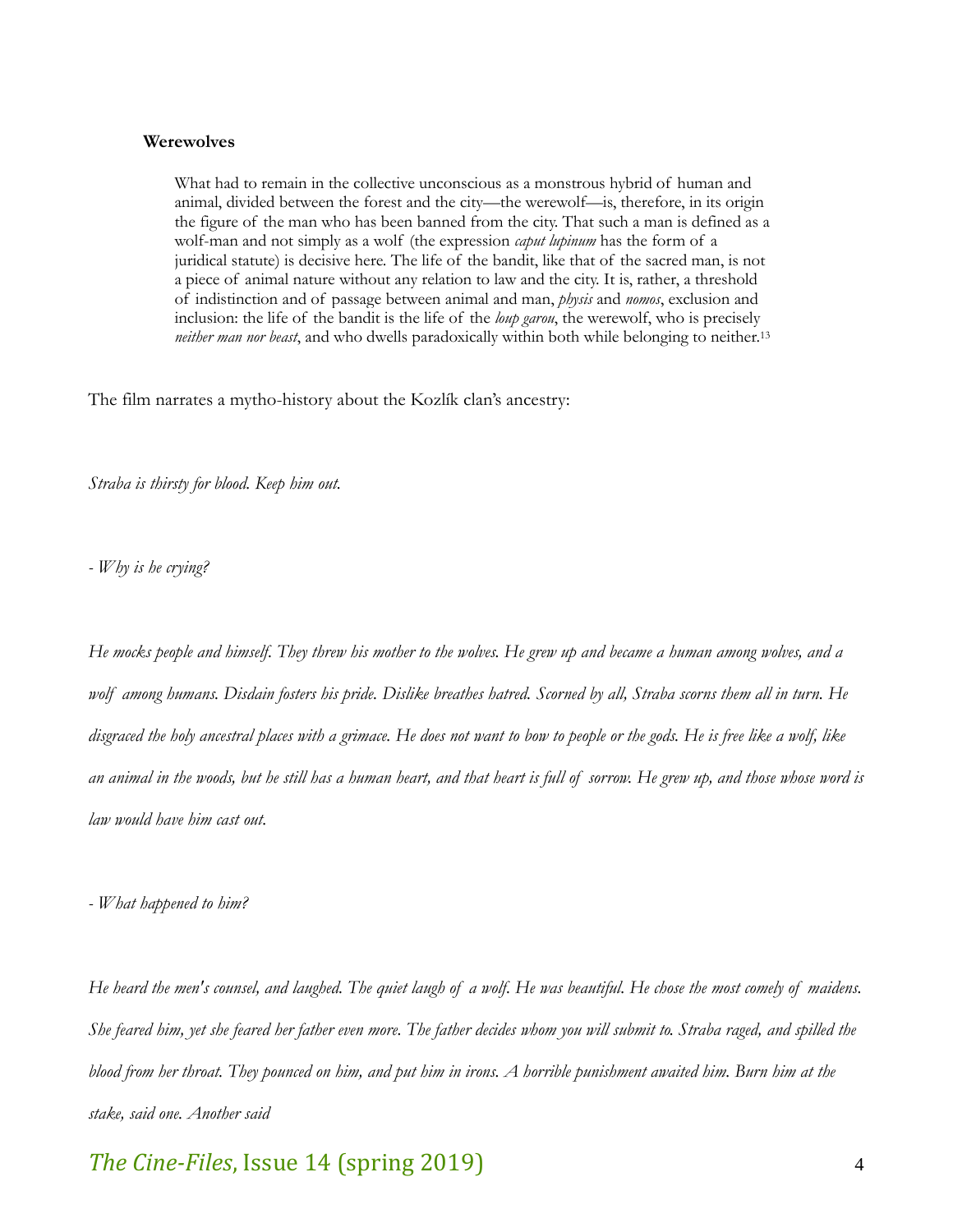**Werewolves**

> What had to remain in the collective unconscious as a monstrous hybrid of human and animal, divided between the forest and the city—the werewolf—is, therefore, in its origin the figure of the man who has been banned from the city. That such a man is defined as a wolf-man and not simply as a wolf (the expression *caput lupinum* has the form of a juridical statute) is decisive here. The life of the bandit, like that of the sacred man, is not a piece of animal nature without any relation to law and the city. It is, rather, a threshold of indistinction and of passage between animal and man, *physis* and *nomos*, exclusion and inclusion: the life of the bandit is the life of the *loup garou*, the werewolf, who is precisely *neither man nor beast*, and who dwells paradoxically within both while belonging to neither.[13]

The film narrates a mytho-history about the Kozlík clan's ancestry:

*Straba is thirsty for blood. Keep him out.*

*- Why is he crying?*

*He mocks people and himself. They threw his mother to the wolves. He grew up and became a human among wolves, and a wolf among humans. Disdain fosters his pride. Dislike breathes hatred. Scorned by all, Straba scorns them all in turn. He disgraced the holy ancestral places with a grimace. He does not want to bow to people or the gods. He is free like a wolf, like an animal in the woods, but he still has a human heart, and that heart is full of sorrow. He grew up, and those whose word is law would have him cast out.*

*- What happened to him?*

*He heard the men's counsel, and laughed. The quiet laugh of a wolf. He was beautiful. He chose the most comely of maidens. She feared him, yet she feared her father even more. The father decides whom you will submit to. Straba raged, and spilled the blood from her throat. They pounced on him, and put him in irons. A horrible punishment awaited him. Burn him at the stake, said one. Another said*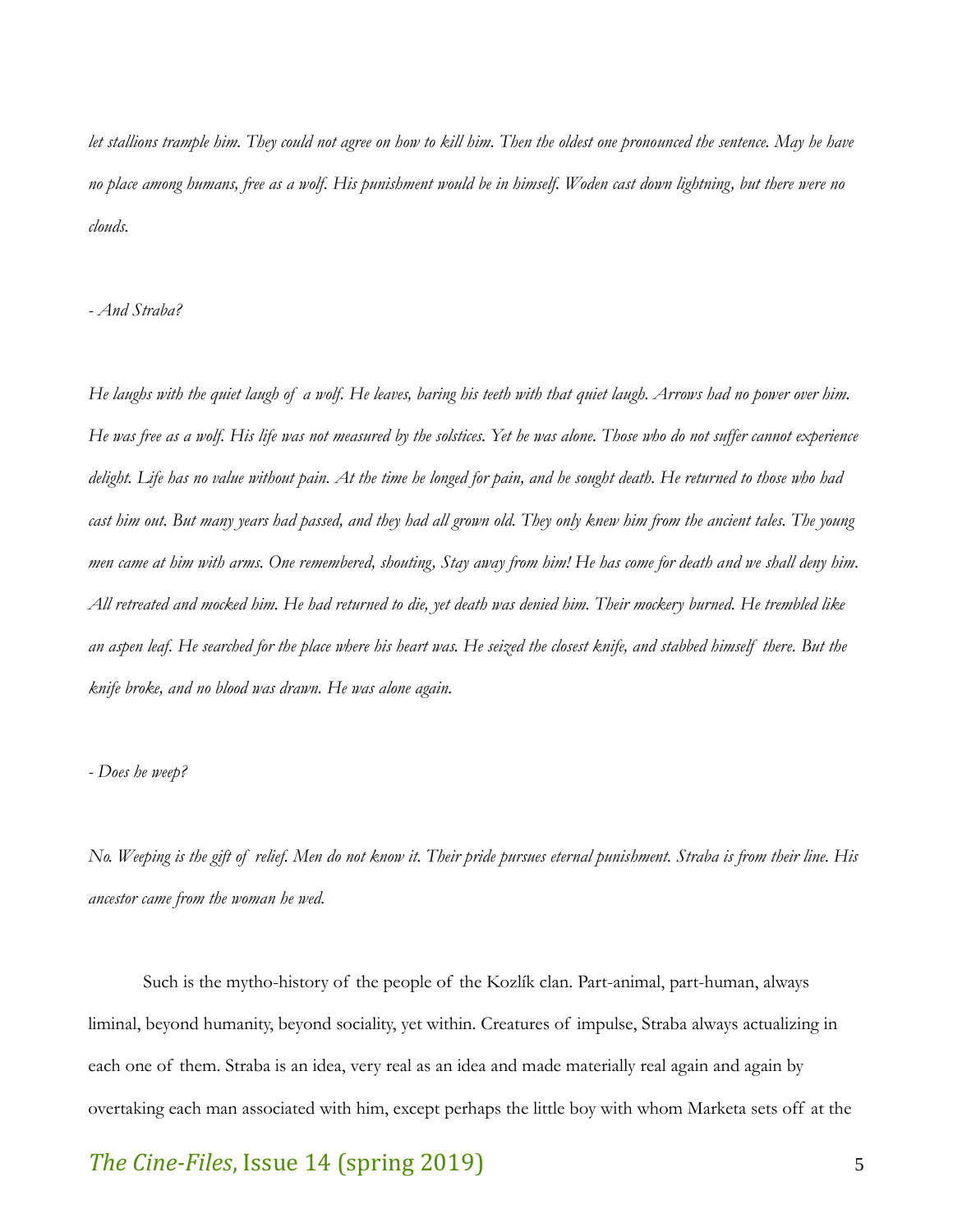*let stallions trample him. They could not agree on how to kill him. Then the oldest one pronounced the sentence. May he have no place among humans, free as a wolf. His punishment would be in himself. Woden cast down lightning, but there were no clouds.*

*- And Straba?*

*He laughs with the quiet laugh of a wolf. He leaves, baring his teeth with that quiet laugh. Arrows had no power over him. He was free as a wolf. His life was not measured by the solstices. Yet he was alone. Those who do not suffer cannot experience delight. Life has no value without pain. At the time he longed for pain, and he sought death. He returned to those who had cast him out. But many years had passed, and they had all grown old. They only knew him from the ancient tales. The young men came at him with arms. One remembered, shouting, Stay away from him! He has come for death and we shall deny him. All retreated and mocked him. He had returned to die, yet death was denied him. Their mockery burned. He trembled like an aspen leaf. He searched for the place where his heart was. He seized the closest knife, and stabbed himself there. But the knife broke, and no blood was drawn. He was alone again.*

*- Does he weep?*

*No. Weeping is the gift of relief. Men do not know it. Their pride pursues eternal punishment. Straba is from their line. His ancestor came from the woman he wed.*

Such is the mytho-history of the people of the Kozlík clan. Part-animal, part-human, always liminal, beyond humanity, beyond sociality, yet within. Creatures of impulse, Straba always actualizing in each one of them. Straba is an idea, very real as an idea and made materially real again and again by overtaking each man associated with him, except perhaps the little boy with whom Marketa sets off at the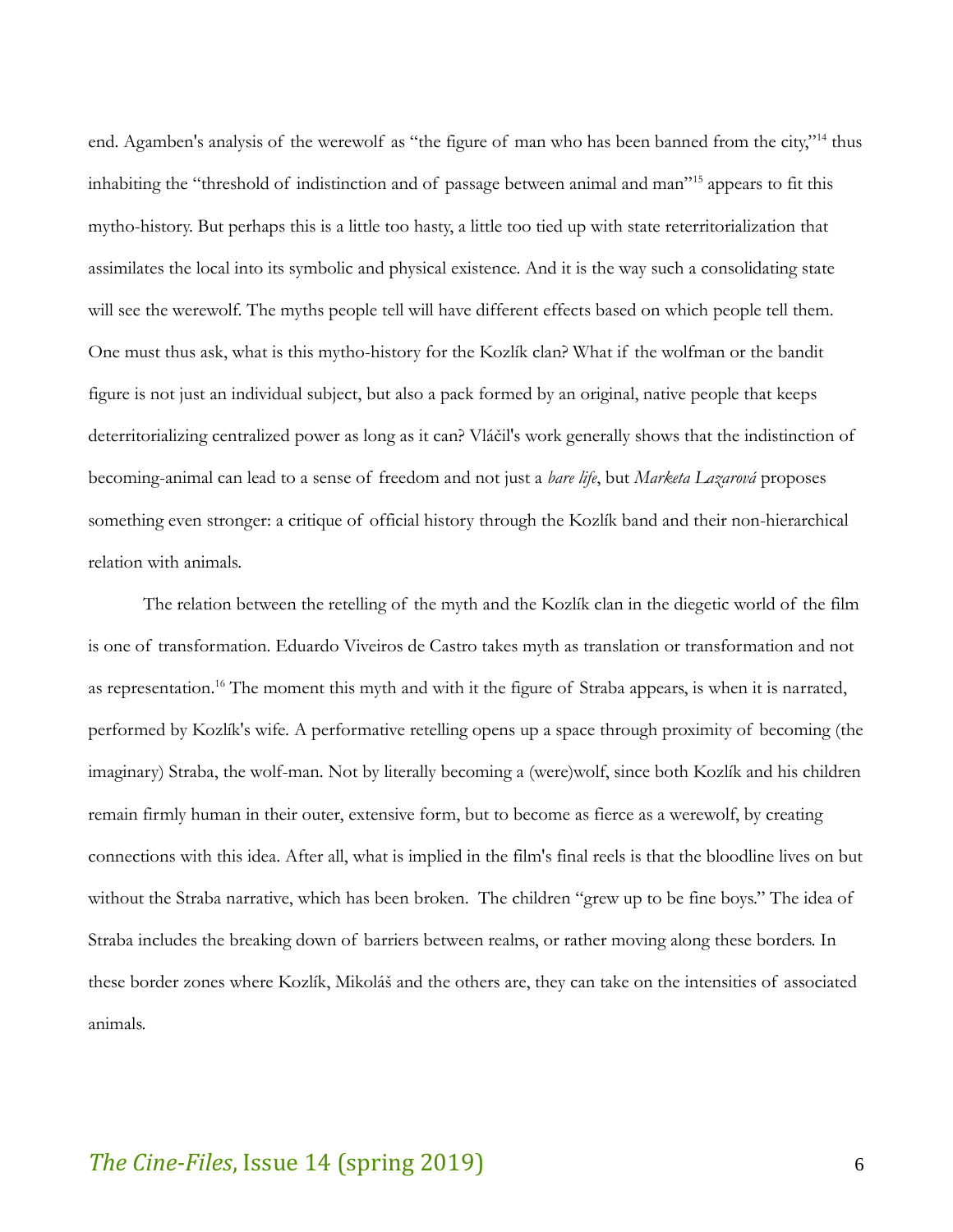end. Agamben's analysis of the werewolf as "the figure of man who has been banned from the city,"[14] thus inhabiting the "threshold of indistinction and of passage between animal and man"[15] appears to fit this mytho-history. But perhaps this is a little too hasty, a little too tied up with state reterritorialization that assimilates the local into its symbolic and physical existence. And it is the way such a consolidating state will see the werewolf. The myths people tell will have different effects based on which people tell them. One must thus ask, what is this mytho-history for the Kozlík clan? What if the wolfman or the bandit figure is not just an individual subject, but also a pack formed by an original, native people that keeps deterritorializing centralized power as long as it can? Vláčil's work generally shows that the indistinction of becoming-animal can lead to a sense of freedom and not just a *bare life*, but *Marketa Lazarová* proposes something even stronger: a critique of official history through the Kozlík band and their non-hierarchical relation with animals.

The relation between the retelling of the myth and the Kozlík clan in the diegetic world of the film is one of transformation. Eduardo Viveiros de Castro takes myth as translation or transformation and not as representation.[16] The moment this myth and with it the figure of Straba appears, is when it is narrated, performed by Kozlík's wife. A performative retelling opens up a space through proximity of becoming (the imaginary) Straba, the wolf-man. Not by literally becoming a (were)wolf, since both Kozlík and his children remain firmly human in their outer, extensive form, but to become as fierce as a werewolf, by creating connections with this idea. After all, what is implied in the film's final reels is that the bloodline lives on but without the Straba narrative, which has been broken. The children "grew up to be fine boys." The idea of Straba includes the breaking down of barriers between realms, or rather moving along these borders. In these border zones where Kozlík, Mikoláš and the others are, they can take on the intensities of associated animals.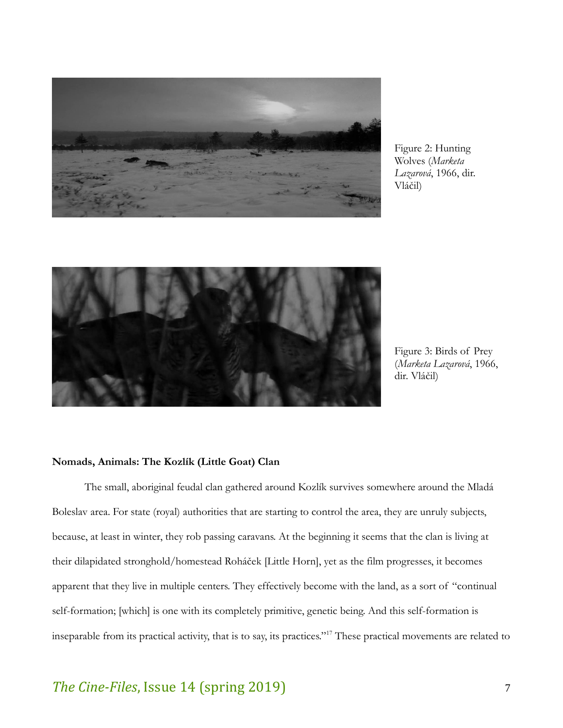Figure 2: Hunting Wolves (*Marketa Lazarová*, 1966, dir. Vláčil)

Figure 3: Birds of Prey (*Marketa Lazarová*, 1966, dir. Vláčil)

**Nomads, Animals: The Kozlík (Little Goat) Clan**

The small, aboriginal feudal clan gathered around Kozlík survives somewhere around the Mladá Boleslav area. For state (royal) authorities that are starting to control the area, they are unruly subjects, because, at least in winter, they rob passing caravans. At the beginning it seems that the clan is living at their dilapidated stronghold/homestead Roháček [Little Horn], yet as the film progresses, it becomes apparent that they live in multiple centers. They effectively become with the land, as a sort of "continual self-formation; [which] is one with its completely primitive, genetic being. And this self-formation is inseparable from its practical activity, that is to say, its practices."[17] These practical movements are related to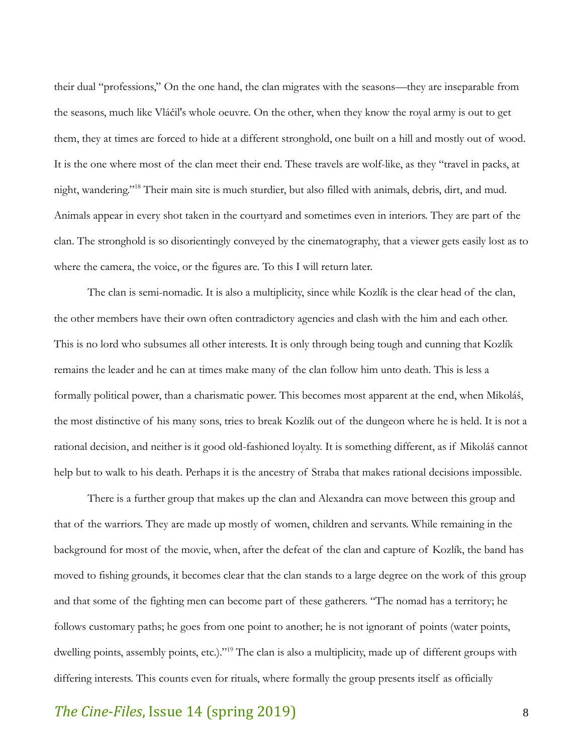their dual "professions," On the one hand, the clan migrates with the seasons—they are inseparable from the seasons, much like Vláčil's whole oeuvre. On the other, when they know the royal army is out to get them, they at times are forced to hide at a different stronghold, one built on a hill and mostly out of wood. It is the one where most of the clan meet their end. These travels are wolf-like, as they "travel in packs, at night, wandering."[18] Their main site is much sturdier, but also filled with animals, debris, dirt, and mud. Animals appear in every shot taken in the courtyard and sometimes even in interiors. They are part of the clan. The stronghold is so disorientingly conveyed by the cinematography, that a viewer gets easily lost as to where the camera, the voice, or the figures are. To this I will return later.

The clan is semi-nomadic. It is also a multiplicity, since while Kozlík is the clear head of the clan, the other members have their own often contradictory agencies and clash with the him and each other. This is no lord who subsumes all other interests. It is only through being tough and cunning that Kozlík remains the leader and he can at times make many of the clan follow him unto death. This is less a formally political power, than a charismatic power. This becomes most apparent at the end, when Mikoláš, the most distinctive of his many sons, tries to break Kozlík out of the dungeon where he is held. It is not a rational decision, and neither is it good old-fashioned loyalty. It is something different, as if Mikoláš cannot help but to walk to his death. Perhaps it is the ancestry of Straba that makes rational decisions impossible.

There is a further group that makes up the clan and Alexandra can move between this group and that of the warriors. They are made up mostly of women, children and servants. While remaining in the background for most of the movie, when, after the defeat of the clan and capture of Kozlík, the band has moved to fishing grounds, it becomes clear that the clan stands to a large degree on the work of this group and that some of the fighting men can become part of these gatherers. "The nomad has a territory; he follows customary paths; he goes from one point to another; he is not ignorant of points (water points, dwelling points, assembly points, etc.)."[19] The clan is also a multiplicity, made up of different groups with differing interests. This counts even for rituals, where formally the group presents itself as officially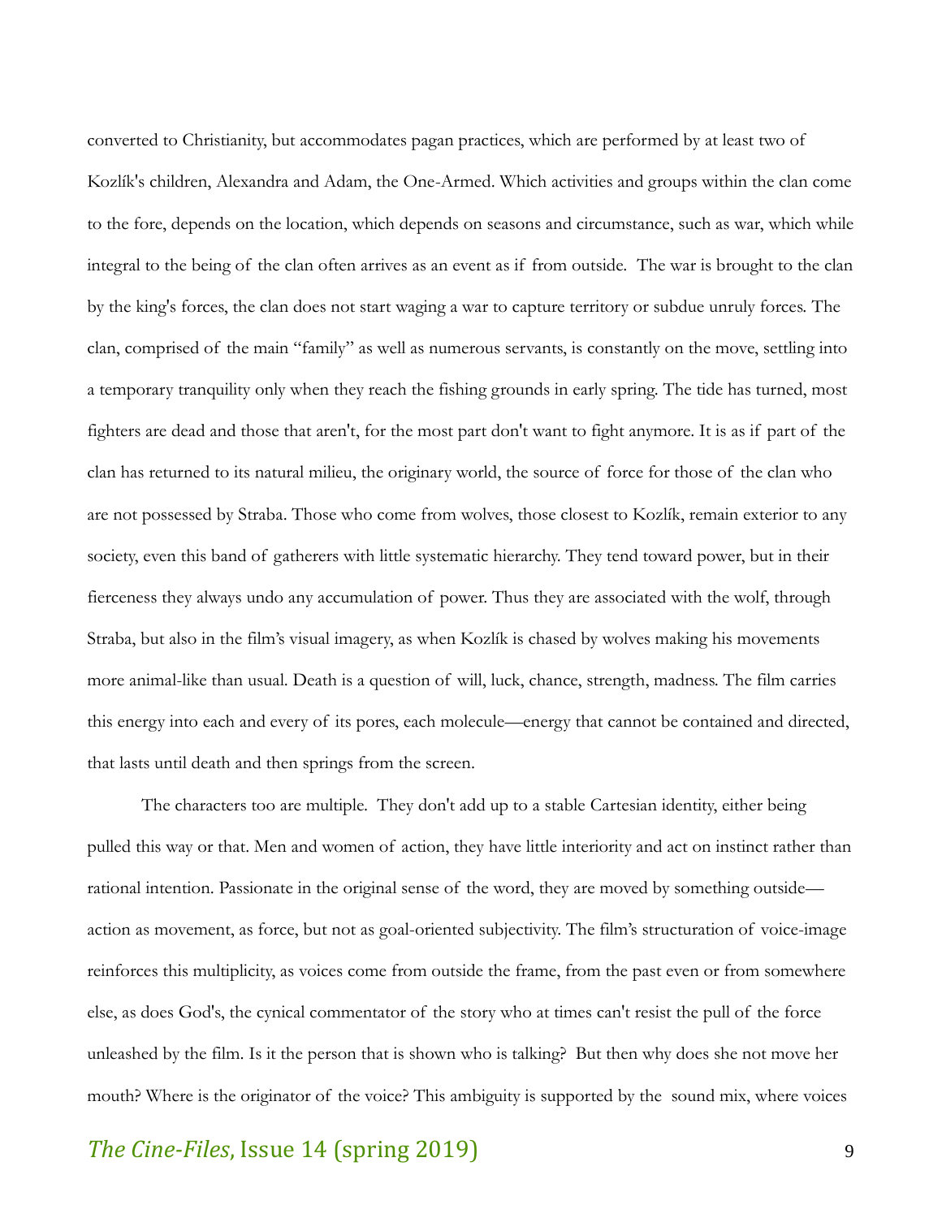converted to Christianity, but accommodates pagan practices, which are performed by at least two of Kozlík's children, Alexandra and Adam, the One-Armed. Which activities and groups within the clan come to the fore, depends on the location, which depends on seasons and circumstance, such as war, which while integral to the being of the clan often arrives as an event as if from outside. The war is brought to the clan by the king's forces, the clan does not start waging a war to capture territory or subdue unruly forces. The clan, comprised of the main "family" as well as numerous servants, is constantly on the move, settling into a temporary tranquility only when they reach the fishing grounds in early spring. The tide has turned, most fighters are dead and those that aren't, for the most part don't want to fight anymore. It is as if part of the clan has returned to its natural milieu, the originary world, the source of force for those of the clan who are not possessed by Straba. Those who come from wolves, those closest to Kozlík, remain exterior to any society, even this band of gatherers with little systematic hierarchy. They tend toward power, but in their fierceness they always undo any accumulation of power. Thus they are associated with the wolf, through Straba, but also in the film's visual imagery, as when Kozlík is chased by wolves making his movements more animal-like than usual. Death is a question of will, luck, chance, strength, madness. The film carries this energy into each and every of its pores, each molecule—energy that cannot be contained and directed, that lasts until death and then springs from the screen.

The characters too are multiple. They don't add up to a stable Cartesian identity, either being pulled this way or that. Men and women of action, they have little interiority and act on instinct rather than rational intention. Passionate in the original sense of the word, they are moved by something outside—action as movement, as force, but not as goal-oriented subjectivity. The film's structuration of voice-image reinforces this multiplicity, as voices come from outside the frame, from the past even or from somewhere else, as does God's, the cynical commentator of the story who at times can't resist the pull of the force unleashed by the film. Is it the person that is shown who is talking? But then why does she not move her mouth? Where is the originator of the voice? This ambiguity is supported by the sound mix, where voices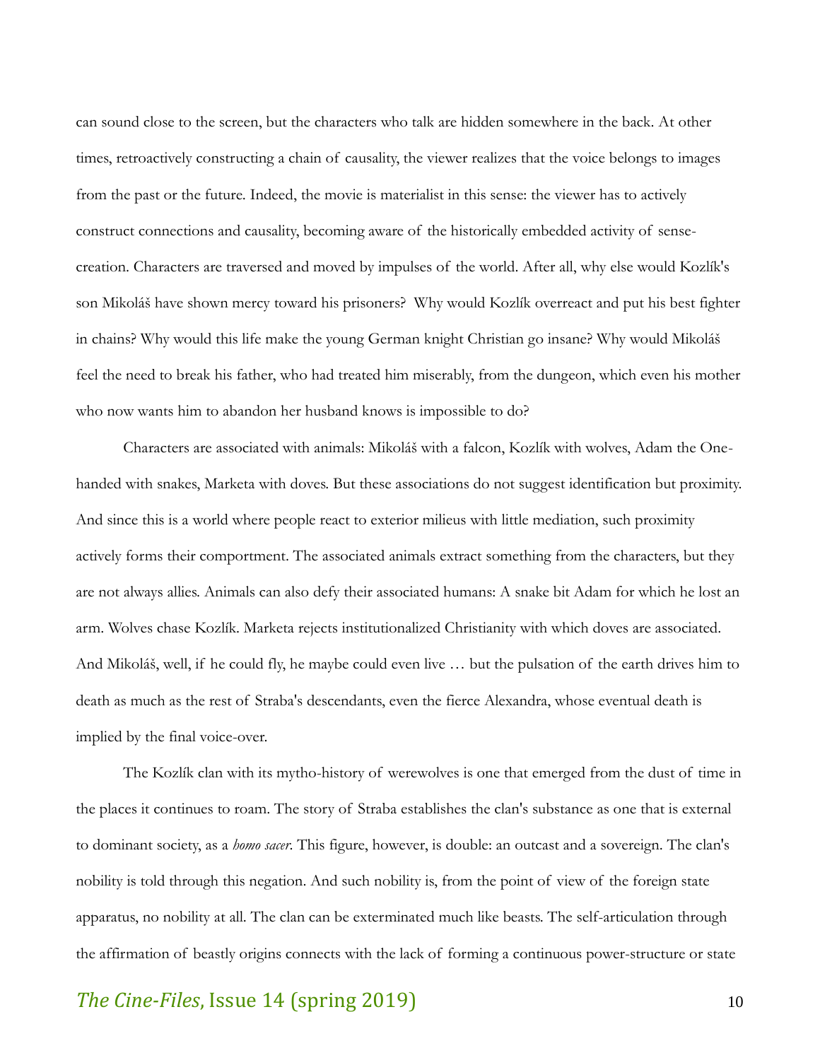can sound close to the screen, but the characters who talk are hidden somewhere in the back. At other times, retroactively constructing a chain of causality, the viewer realizes that the voice belongs to images from the past or the future. Indeed, the movie is materialist in this sense: the viewer has to actively construct connections and causality, becoming aware of the historically embedded activity of sense-creation. Characters are traversed and moved by impulses of the world. After all, why else would Kozlík's son Mikoláš have shown mercy toward his prisoners? Why would Kozlík overreact and put his best fighter in chains? Why would this life make the young German knight Christian go insane? Why would Mikoláš feel the need to break his father, who had treated him miserably, from the dungeon, which even his mother who now wants him to abandon her husband knows is impossible to do?

Characters are associated with animals: Mikoláš with a falcon, Kozlík with wolves, Adam the One-handed with snakes, Marketa with doves. But these associations do not suggest identification but proximity. And since this is a world where people react to exterior milieus with little mediation, such proximity actively forms their comportment. The associated animals extract something from the characters, but they are not always allies. Animals can also defy their associated humans: A snake bit Adam for which he lost an arm. Wolves chase Kozlík. Marketa rejects institutionalized Christianity with which doves are associated. And Mikoláš, well, if he could fly, he maybe could even live … but the pulsation of the earth drives him to death as much as the rest of Straba's descendants, even the fierce Alexandra, whose eventual death is implied by the final voice-over.

The Kozlík clan with its mytho-history of werewolves is one that emerged from the dust of time in the places it continues to roam. The story of Straba establishes the clan's substance as one that is external to dominant society, as a *homo sacer*. This figure, however, is double: an outcast and a sovereign. The clan's nobility is told through this negation. And such nobility is, from the point of view of the foreign state apparatus, no nobility at all. The clan can be exterminated much like beasts. The self-articulation through the affirmation of beastly origins connects with the lack of forming a continuous power-structure or state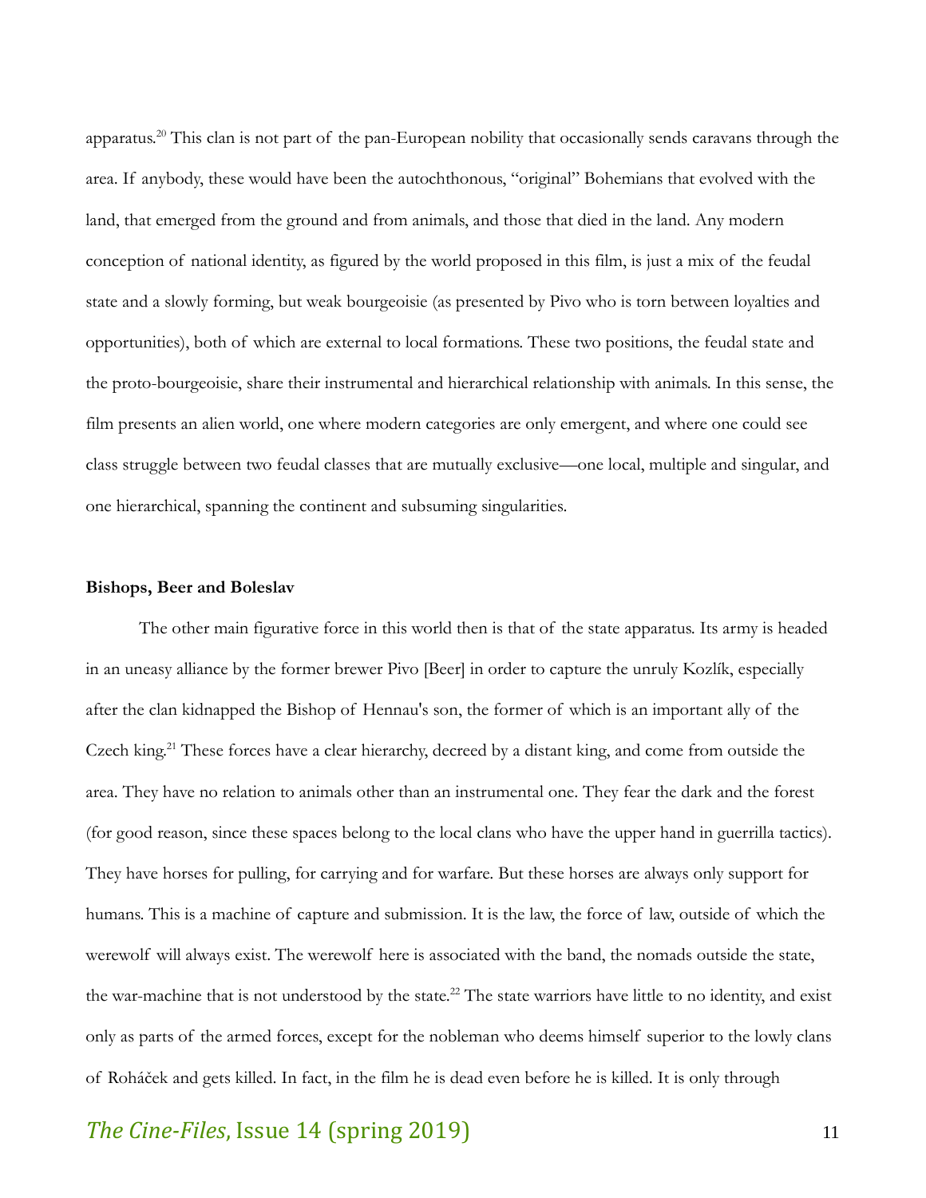apparatus.[20] This clan is not part of the pan-European nobility that occasionally sends caravans through the area. If anybody, these would have been the autochthonous, "original" Bohemians that evolved with the land, that emerged from the ground and from animals, and those that died in the land. Any modern conception of national identity, as figured by the world proposed in this film, is just a mix of the feudal state and a slowly forming, but weak bourgeoisie (as presented by Pivo who is torn between loyalties and opportunities), both of which are external to local formations. These two positions, the feudal state and the proto-bourgeoisie, share their instrumental and hierarchical relationship with animals. In this sense, the film presents an alien world, one where modern categories are only emergent, and where one could see class struggle between two feudal classes that are mutually exclusive—one local, multiple and singular, and one hierarchical, spanning the continent and subsuming singularities.

**Bishops, Beer and Boleslav**

The other main figurative force in this world then is that of the state apparatus. Its army is headed in an uneasy alliance by the former brewer Pivo [Beer] in order to capture the unruly Kozlík, especially after the clan kidnapped the Bishop of Hennau's son, the former of which is an important ally of the Czech king.[21] These forces have a clear hierarchy, decreed by a distant king, and come from outside the area. They have no relation to animals other than an instrumental one. They fear the dark and the forest (for good reason, since these spaces belong to the local clans who have the upper hand in guerrilla tactics). They have horses for pulling, for carrying and for warfare. But these horses are always only support for humans. This is a machine of capture and submission. It is the law, the force of law, outside of which the werewolf will always exist. The werewolf here is associated with the band, the nomads outside the state, the war-machine that is not understood by the state.[22] The state warriors have little to no identity, and exist only as parts of the armed forces, except for the nobleman who deems himself superior to the lowly clans of Roháček and gets killed. In fact, in the film he is dead even before he is killed. It is only through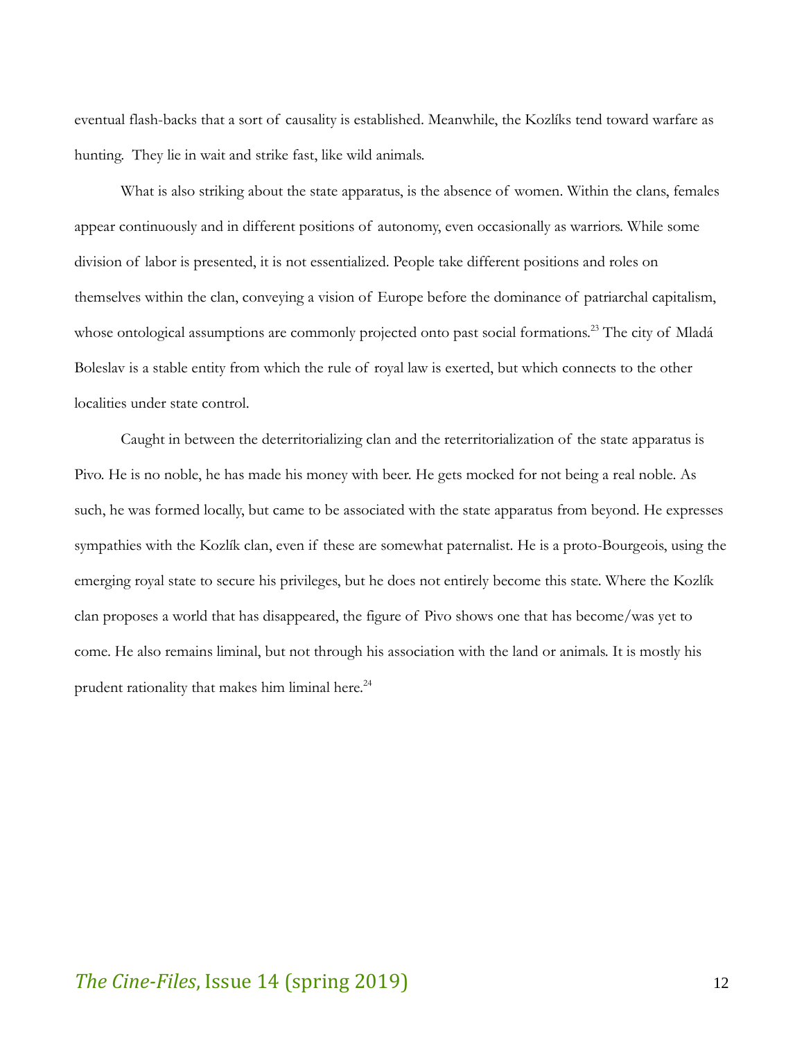eventual flash-backs that a sort of causality is established. Meanwhile, the Kozlíks tend toward warfare as hunting. They lie in wait and strike fast, like wild animals.

What is also striking about the state apparatus, is the absence of women. Within the clans, females appear continuously and in different positions of autonomy, even occasionally as warriors. While some division of labor is presented, it is not essentialized. People take different positions and roles on themselves within the clan, conveying a vision of Europe before the dominance of patriarchal capitalism, whose ontological assumptions are commonly projected onto past social formations.[23] The city of Mladá Boleslav is a stable entity from which the rule of royal law is exerted, but which connects to the other localities under state control.

Caught in between the deterritorializing clan and the reterritorialization of the state apparatus is Pivo. He is no noble, he has made his money with beer. He gets mocked for not being a real noble. As such, he was formed locally, but came to be associated with the state apparatus from beyond. He expresses sympathies with the Kozlík clan, even if these are somewhat paternalist. He is a proto-Bourgeois, using the emerging royal state to secure his privileges, but he does not entirely become this state. Where the Kozlík clan proposes a world that has disappeared, the figure of Pivo shows one that has become/was yet to come. He also remains liminal, but not through his association with the land or animals. It is mostly his prudent rationality that makes him liminal here.[24]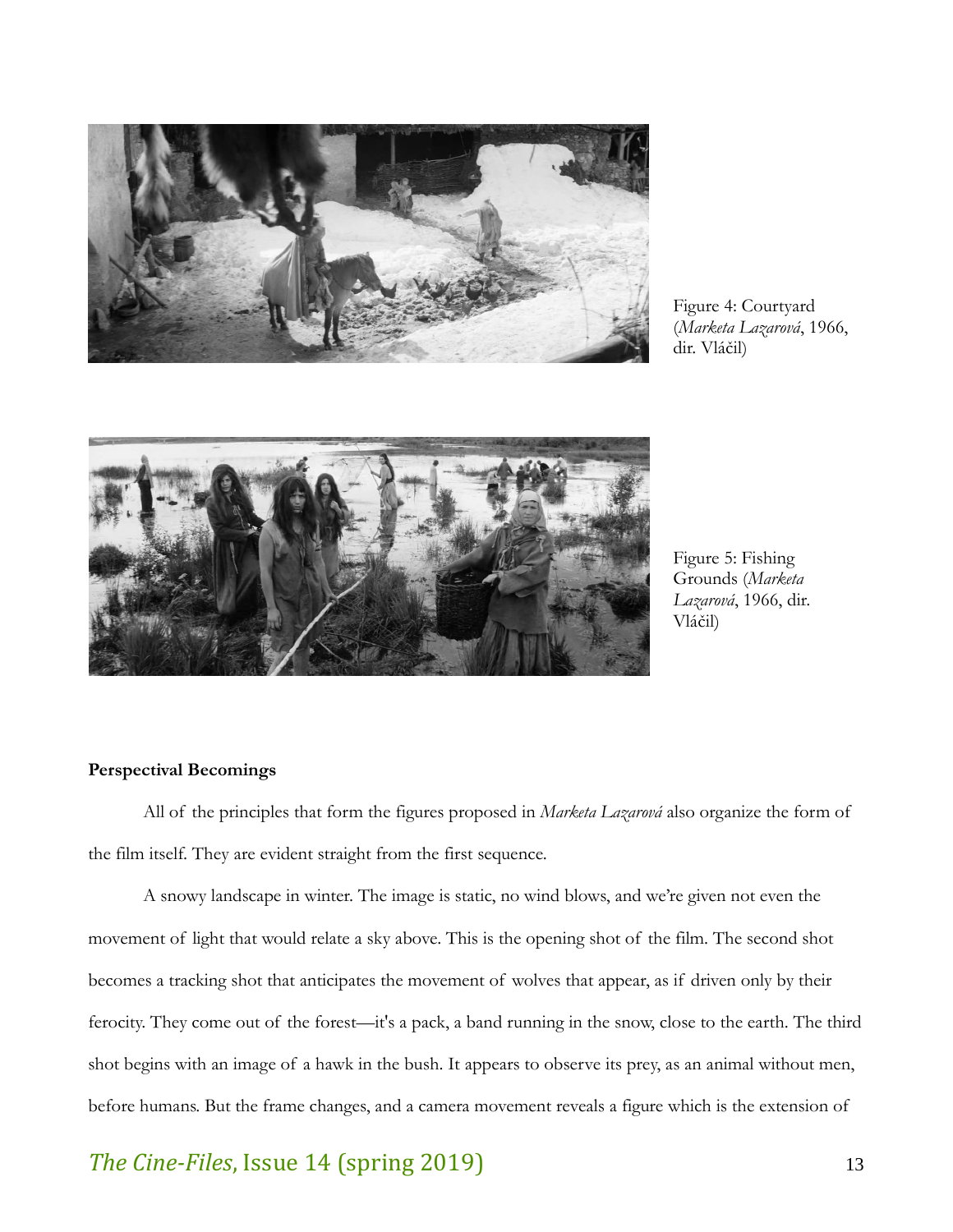Figure 4: Courtyard (*Marketa Lazarová*, 1966, dir. Vláčil)

Figure 5: Fishing Grounds (*Marketa Lazarová*, 1966, dir. Vláčil)

**Perspectival Becomings**

All of the principles that form the figures proposed in *Marketa Lazarová* also organize the form of the film itself. They are evident straight from the first sequence.

A snowy landscape in winter. The image is static, no wind blows, and we're given not even the movement of light that would relate a sky above. This is the opening shot of the film. The second shot becomes a tracking shot that anticipates the movement of wolves that appear, as if driven only by their ferocity. They come out of the forest—it's a pack, a band running in the snow, close to the earth. The third shot begins with an image of a hawk in the bush. It appears to observe its prey, as an animal without men, before humans. But the frame changes, and a camera movement reveals a figure which is the extension of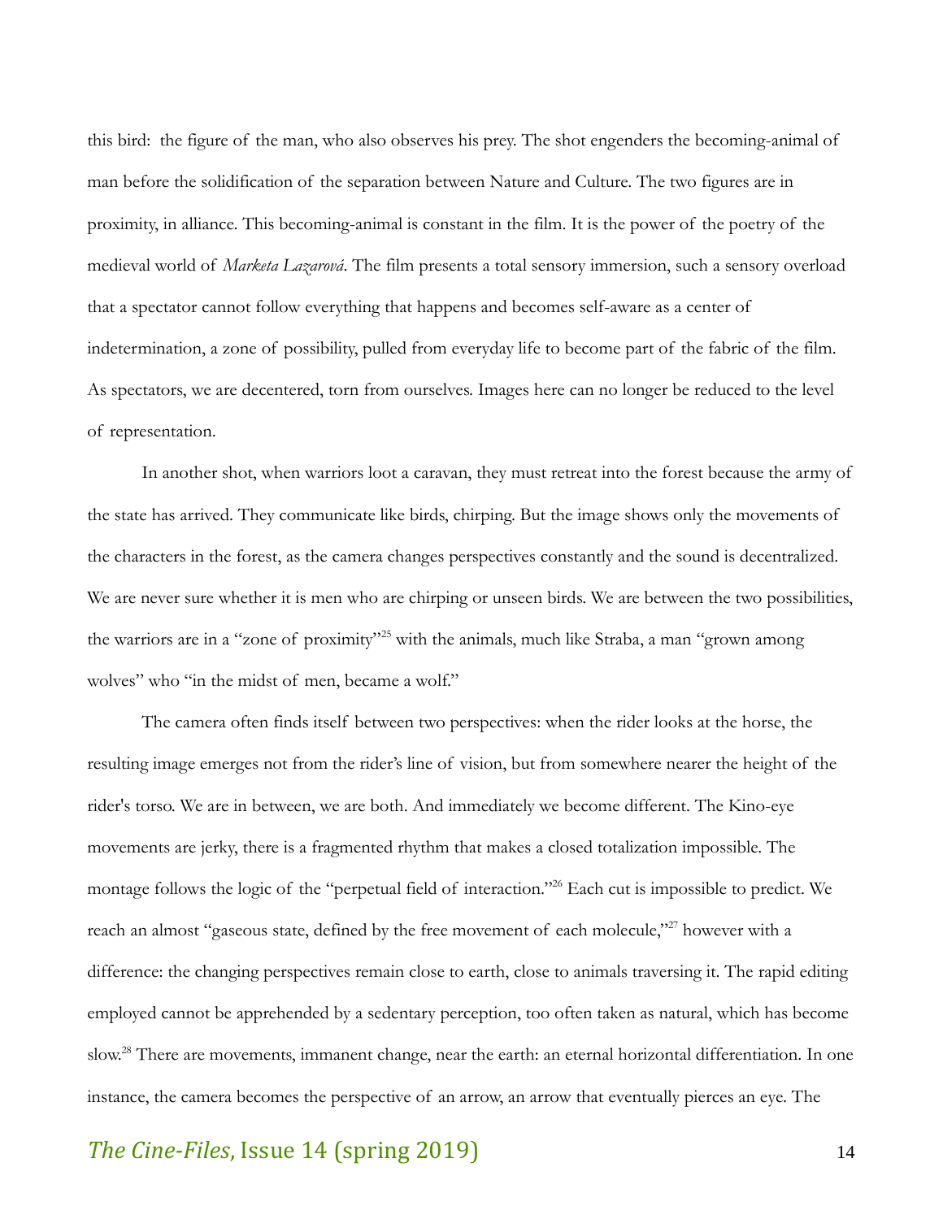this bird: the figure of the man, who also observes his prey. The shot engenders the becoming-animal of man before the solidification of the separation between Nature and Culture. The two figures are in proximity, in alliance. This becoming-animal is constant in the film. It is the power of the poetry of the medieval world of *Marketa Lazarová*. The film presents a total sensory immersion, such a sensory overload that a spectator cannot follow everything that happens and becomes self-aware as a center of indetermination, a zone of possibility, pulled from everyday life to become part of the fabric of the film. As spectators, we are decentered, torn from ourselves. Images here can no longer be reduced to the level of representation.

In another shot, when warriors loot a caravan, they must retreat into the forest because the army of the state has arrived. They communicate like birds, chirping. But the image shows only the movements of the characters in the forest, as the camera changes perspectives constantly and the sound is decentralized. We are never sure whether it is men who are chirping or unseen birds. We are between the two possibilities, the warriors are in a "zone of proximity"[25] with the animals, much like Straba, a man "grown among wolves" who "in the midst of men, became a wolf."

The camera often finds itself between two perspectives: when the rider looks at the horse, the resulting image emerges not from the rider's line of vision, but from somewhere nearer the height of the rider's torso. We are in between, we are both. And immediately we become different. The Kino-eye movements are jerky, there is a fragmented rhythm that makes a closed totalization impossible. The montage follows the logic of the "perpetual field of interaction."[26] Each cut is impossible to predict. We reach an almost "gaseous state, defined by the free movement of each molecule,"[27] however with a difference: the changing perspectives remain close to earth, close to animals traversing it. The rapid editing employed cannot be apprehended by a sedentary perception, too often taken as natural, which has become slow.[28] There are movements, immanent change, near the earth: an eternal horizontal differentiation. In one instance, the camera becomes the perspective of an arrow, an arrow that eventually pierces an eye. The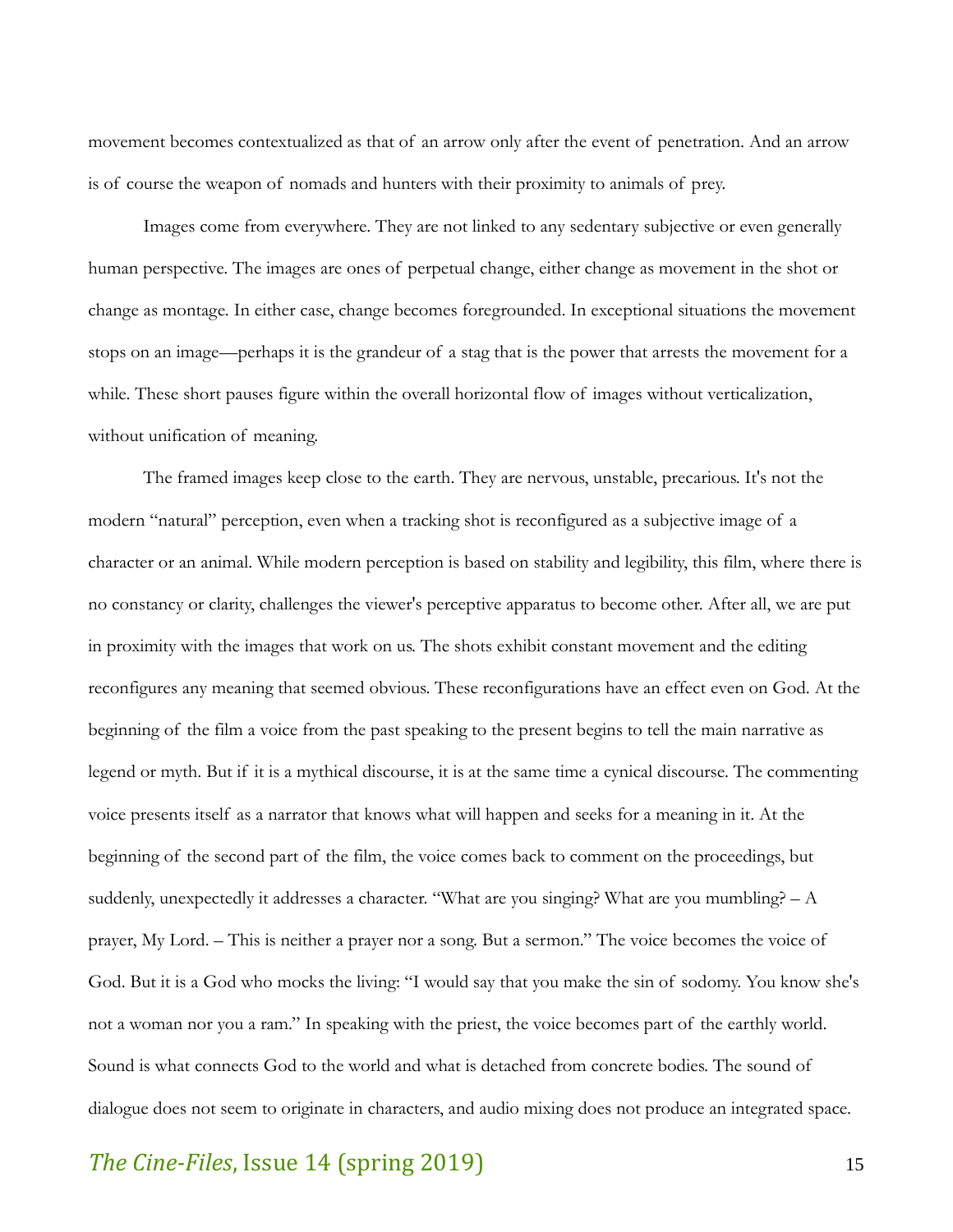movement becomes contextualized as that of an arrow only after the event of penetration. And an arrow is of course the weapon of nomads and hunters with their proximity to animals of prey.

Images come from everywhere. They are not linked to any sedentary subjective or even generally human perspective. The images are ones of perpetual change, either change as movement in the shot or change as montage. In either case, change becomes foregrounded. In exceptional situations the movement stops on an image—perhaps it is the grandeur of a stag that is the power that arrests the movement for a while. These short pauses figure within the overall horizontal flow of images without verticalization, without unification of meaning.

The framed images keep close to the earth. They are nervous, unstable, precarious. It's not the modern "natural" perception, even when a tracking shot is reconfigured as a subjective image of a character or an animal. While modern perception is based on stability and legibility, this film, where there is no constancy or clarity, challenges the viewer's perceptive apparatus to become other. After all, we are put in proximity with the images that work on us. The shots exhibit constant movement and the editing reconfigures any meaning that seemed obvious. These reconfigurations have an effect even on God. At the beginning of the film a voice from the past speaking to the present begins to tell the main narrative as legend or myth. But if it is a mythical discourse, it is at the same time a cynical discourse. The commenting voice presents itself as a narrator that knows what will happen and seeks for a meaning in it. At the beginning of the second part of the film, the voice comes back to comment on the proceedings, but suddenly, unexpectedly it addresses a character. "What are you singing? What are you mumbling? – A prayer, My Lord. – This is neither a prayer nor a song. But a sermon." The voice becomes the voice of God. But it is a God who mocks the living: "I would say that you make the sin of sodomy. You know she's not a woman nor you a ram." In speaking with the priest, the voice becomes part of the earthly world. Sound is what connects God to the world and what is detached from concrete bodies. The sound of dialogue does not seem to originate in characters, and audio mixing does not produce an integrated space.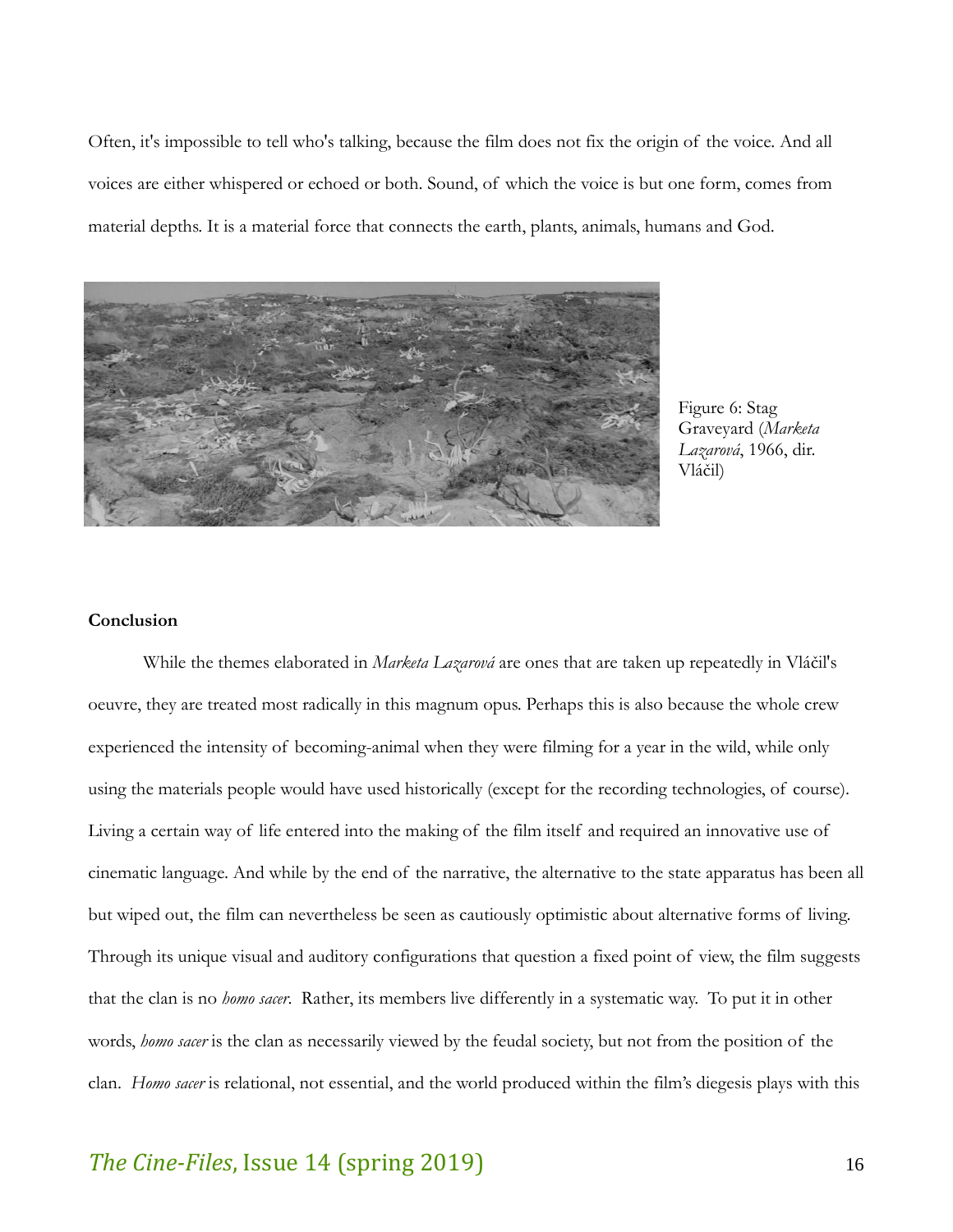Often, it's impossible to tell who's talking, because the film does not fix the origin of the voice. And all voices are either whispered or echoed or both. Sound, of which the voice is but one form, comes from material depths. It is a material force that connects the earth, plants, animals, humans and God.

Figure 6: Stag Graveyard (*Marketa Lazarová*, 1966, dir. Vláčil)

**Conclusion**

While the themes elaborated in *Marketa Lazarová* are ones that are taken up repeatedly in Vláčil's oeuvre, they are treated most radically in this magnum opus. Perhaps this is also because the whole crew experienced the intensity of becoming-animal when they were filming for a year in the wild, while only using the materials people would have used historically (except for the recording technologies, of course). Living a certain way of life entered into the making of the film itself and required an innovative use of cinematic language. And while by the end of the narrative, the alternative to the state apparatus has been all but wiped out, the film can nevertheless be seen as cautiously optimistic about alternative forms of living. Through its unique visual and auditory configurations that question a fixed point of view, the film suggests that the clan is no *homo sacer*. Rather, its members live differently in a systematic way. To put it in other words, *homo sacer* is the clan as necessarily viewed by the feudal society, but not from the position of the clan. *Homo sacer* is relational, not essential, and the world produced within the film's diegesis plays with this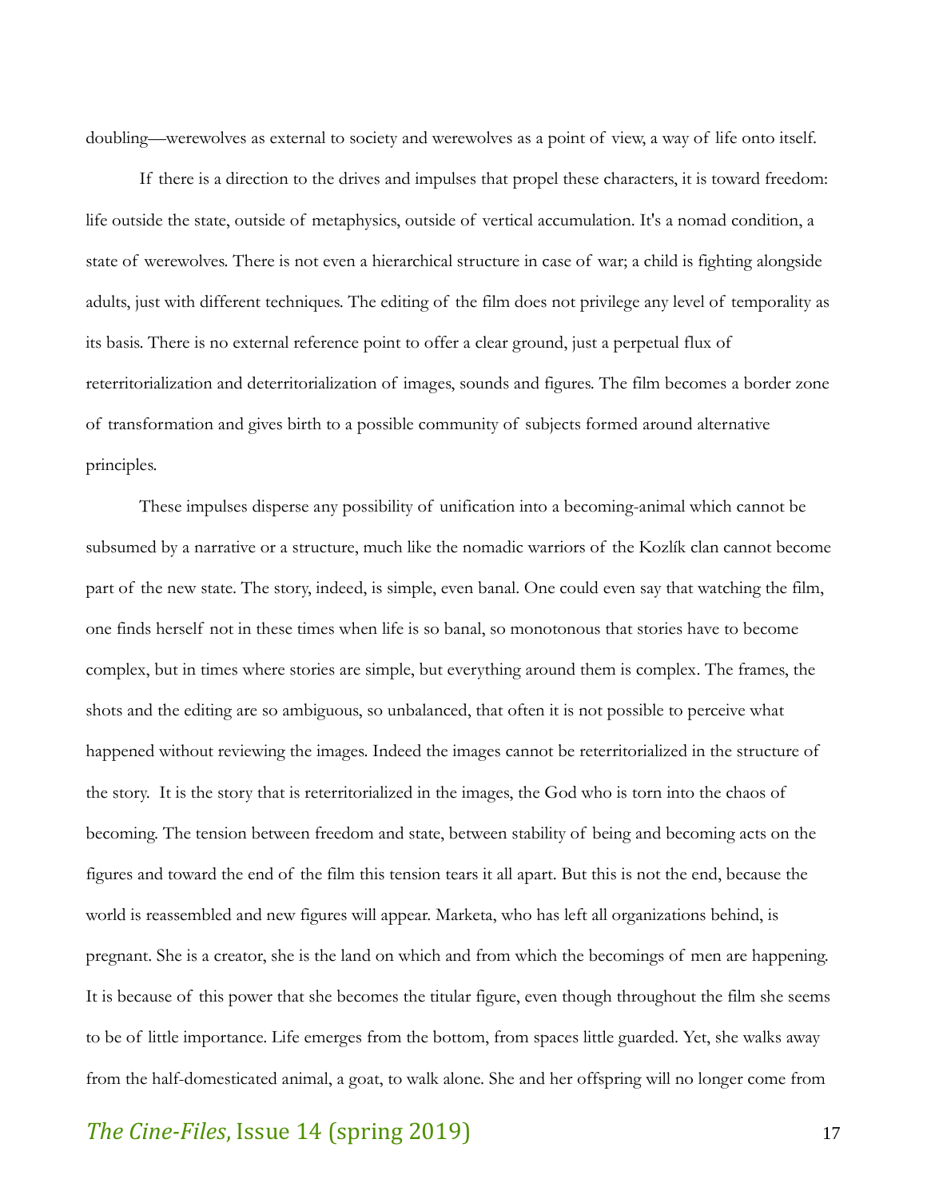doubling—werewolves as external to society and werewolves as a point of view, a way of life onto itself.

If there is a direction to the drives and impulses that propel these characters, it is toward freedom: life outside the state, outside of metaphysics, outside of vertical accumulation. It's a nomad condition, a state of werewolves. There is not even a hierarchical structure in case of war; a child is fighting alongside adults, just with different techniques. The editing of the film does not privilege any level of temporality as its basis. There is no external reference point to offer a clear ground, just a perpetual flux of reterritorialization and deterritorialization of images, sounds and figures. The film becomes a border zone of transformation and gives birth to a possible community of subjects formed around alternative principles.

These impulses disperse any possibility of unification into a becoming-animal which cannot be subsumed by a narrative or a structure, much like the nomadic warriors of the Kozlík clan cannot become part of the new state. The story, indeed, is simple, even banal. One could even say that watching the film, one finds herself not in these times when life is so banal, so monotonous that stories have to become complex, but in times where stories are simple, but everything around them is complex. The frames, the shots and the editing are so ambiguous, so unbalanced, that often it is not possible to perceive what happened without reviewing the images. Indeed the images cannot be reterritorialized in the structure of the story.  It is the story that is reterritorialized in the images, the God who is torn into the chaos of becoming. The tension between freedom and state, between stability of being and becoming acts on the figures and toward the end of the film this tension tears it all apart. But this is not the end, because the world is reassembled and new figures will appear. Marketa, who has left all organizations behind, is pregnant. She is a creator, she is the land on which and from which the becomings of men are happening. It is because of this power that she becomes the titular figure, even though throughout the film she seems to be of little importance. Life emerges from the bottom, from spaces little guarded. Yet, she walks away from the half-domesticated animal, a goat, to walk alone. She and her offspring will no longer come from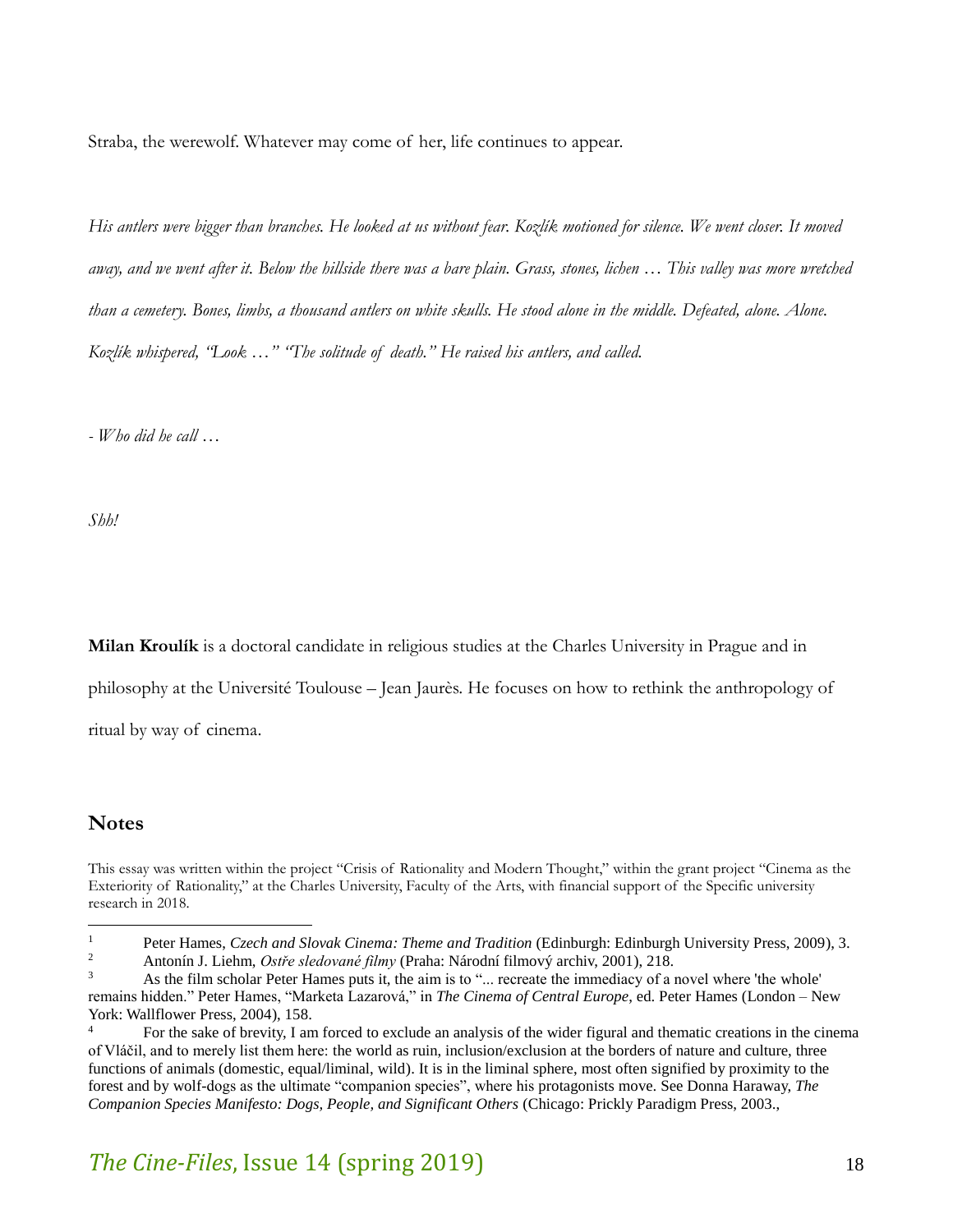Straba, the werewolf. Whatever may come of her, life continues to appear.

*His antlers were bigger than branches. He looked at us without fear. Kozlík motioned for silence. We went closer. It moved away, and we went after it. Below the hillside there was a bare plain. Grass, stones, lichen … This valley was more wretched than a cemetery. Bones, limbs, a thousand antlers on white skulls. He stood alone in the middle. Defeated, alone. Alone. Kozlík whispered, "Look …" "The solitude of death." He raised his antlers, and called.*

*- Who did he call …*

*Shh!*

**Milan Kroulík** is a doctoral candidate in religious studies at the Charles University in Prague and in philosophy at the Université Toulouse – Jean Jaurès. He focuses on how to rethink the anthropology of ritual by way of cinema.

## Notes

This essay was written within the project "Crisis of Rationality and Modern Thought," within the grant project "Cinema as the Exteriority of Rationality," at the Charles University, Faculty of the Arts, with financial support of the Specific university research in 2018.

[1] Peter Hames, *Czech and Slovak Cinema: Theme and Tradition* (Edinburgh: Edinburgh University Press, 2009), 3.

[2] Antonín J. Liehm, *Ostře sledované filmy* (Praha: Národní filmový archiv, 2001), 218.

[3] As the film scholar Peter Hames puts it, the aim is to "... recreate the immediacy of a novel where 'the whole' remains hidden." Peter Hames, "Marketa Lazarová," in *The Cinema of Central Europe*, ed. Peter Hames (London – New York: Wallflower Press, 2004), 158.

[4] For the sake of brevity, I am forced to exclude an analysis of the wider figural and thematic creations in the cinema of Vláčil, and to merely list them here: the world as ruin, inclusion/exclusion at the borders of nature and culture, three functions of animals (domestic, equal/liminal, wild). It is in the liminal sphere, most often signified by proximity to the forest and by wolf-dogs as the ultimate "companion species", where his protagonists move. See Donna Haraway, *The Companion Species Manifesto: Dogs, People, and Significant Others* (Chicago: Prickly Paradigm Press, 2003.,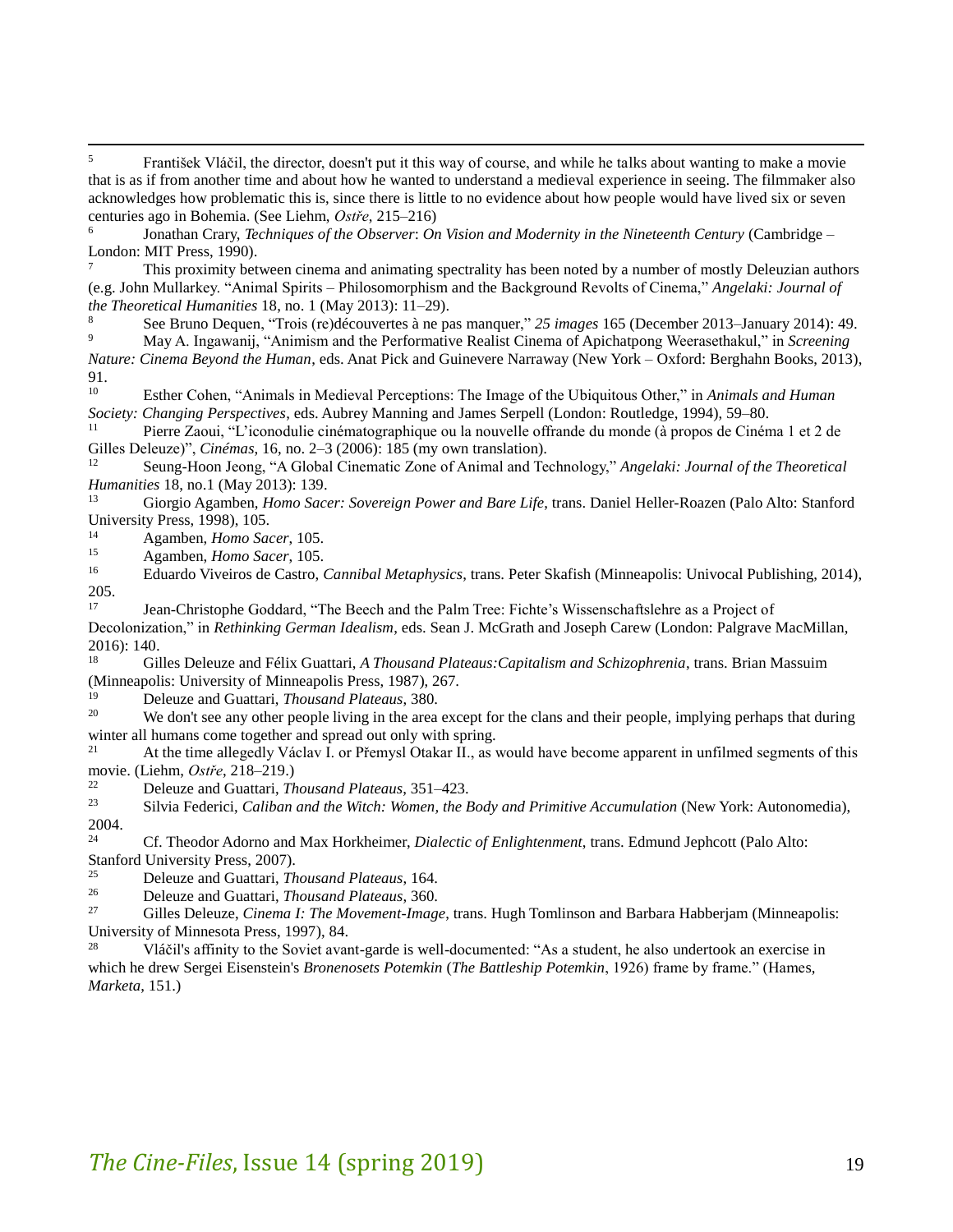[5] František Vláčil, the director, doesn't put it this way of course, and while he talks about wanting to make a movie that is as if from another time and about how he wanted to understand a medieval experience in seeing. The filmmaker also acknowledges how problematic this is, since there is little to no evidence about how people would have lived six or seven centuries ago in Bohemia. (See Liehm, *Ostře*, 215–216)

[6] Jonathan Crary, *Techniques of the Observer*: *On Vision and Modernity in the Nineteenth Century* (Cambridge – London: MIT Press, 1990).

[7] This proximity between cinema and animating spectrality has been noted by a number of mostly Deleuzian authors (e.g. John Mullarkey. "Animal Spirits – Philosomorphism and the Background Revolts of Cinema," *Angelaki: Journal of the Theoretical Humanities* 18, no. 1 (May 2013): 11–29).

[8] See Bruno Dequen, "Trois (re)découvertes à ne pas manquer," *25 images* 165 (December 2013–January 2014): 49.

[9] May A. Ingawanij, "Animism and the Performative Realist Cinema of Apichatpong Weerasethakul," in *Screening Nature: Cinema Beyond the Human*, eds. Anat Pick and Guinevere Narraway (New York – Oxford: Berghahn Books, 2013), 91.

[10] Esther Cohen, "Animals in Medieval Perceptions: The Image of the Ubiquitous Other," in *Animals and Human Society: Changing Perspectives*, eds. Aubrey Manning and James Serpell (London: Routledge, 1994), 59–80.

[11] Pierre Zaoui, "L'iconodulie cinématographique ou la nouvelle offrande du monde (à propos de Cinéma 1 et 2 de Gilles Deleuze)", *Cinémas*, 16, no. 2–3 (2006): 185 (my own translation).

[12] Seung-Hoon Jeong, "A Global Cinematic Zone of Animal and Technology," *Angelaki: Journal of the Theoretical Humanities* 18, no.1 (May 2013): 139.

[13] Giorgio Agamben, *Homo Sacer: Sovereign Power and Bare Life*, trans. Daniel Heller-Roazen (Palo Alto: Stanford University Press, 1998), 105.

[14] Agamben, *Homo Sacer*, 105.

[15] Agamben, *Homo Sacer*, 105.

[16] Eduardo Viveiros de Castro, *Cannibal Metaphysics*, trans. Peter Skafish (Minneapolis: Univocal Publishing, 2014), 205.

[17] Jean-Christophe Goddard, "The Beech and the Palm Tree: Fichte's Wissenschaftslehre as a Project of Decolonization," in *Rethinking German Idealism*, eds. Sean J. McGrath and Joseph Carew (London: Palgrave MacMillan, 2016): 140.

[18] Gilles Deleuze and Félix Guattari, *A Thousand Plateaus:Capitalism and Schizophrenia*, trans. Brian Massuim (Minneapolis: University of Minneapolis Press, 1987), 267.

[19] Deleuze and Guattari, *Thousand Plateaus*, 380.

[20] We don't see any other people living in the area except for the clans and their people, implying perhaps that during winter all humans come together and spread out only with spring.

[21] At the time allegedly Václav I. or Přemysl Otakar II., as would have become apparent in unfilmed segments of this movie. (Liehm, *Ostře*, 218–219.)

[22] Deleuze and Guattari, *Thousand Plateaus*, 351–423.

[23] Silvia Federici, *Caliban and the Witch: Women, the Body and Primitive Accumulation* (New York: Autonomedia), 2004.

[24] Cf. Theodor Adorno and Max Horkheimer, *Dialectic of Enlightenment*, trans. Edmund Jephcott (Palo Alto: Stanford University Press, 2007).

[25] Deleuze and Guattari, *Thousand Plateaus*, 164.

[26] Deleuze and Guattari, *Thousand Plateaus*, 360.

[27] Gilles Deleuze, *Cinema I: The Movement-Image*, trans. Hugh Tomlinson and Barbara Habberjam (Minneapolis: University of Minnesota Press, 1997), 84.

[28] Vláčil's affinity to the Soviet avant-garde is well-documented: "As a student, he also undertook an exercise in which he drew Sergei Eisenstein's *Bronenosets Potemkin* (*The Battleship Potemkin*, 1926) frame by frame." (Hames, *Marketa*, 151.)